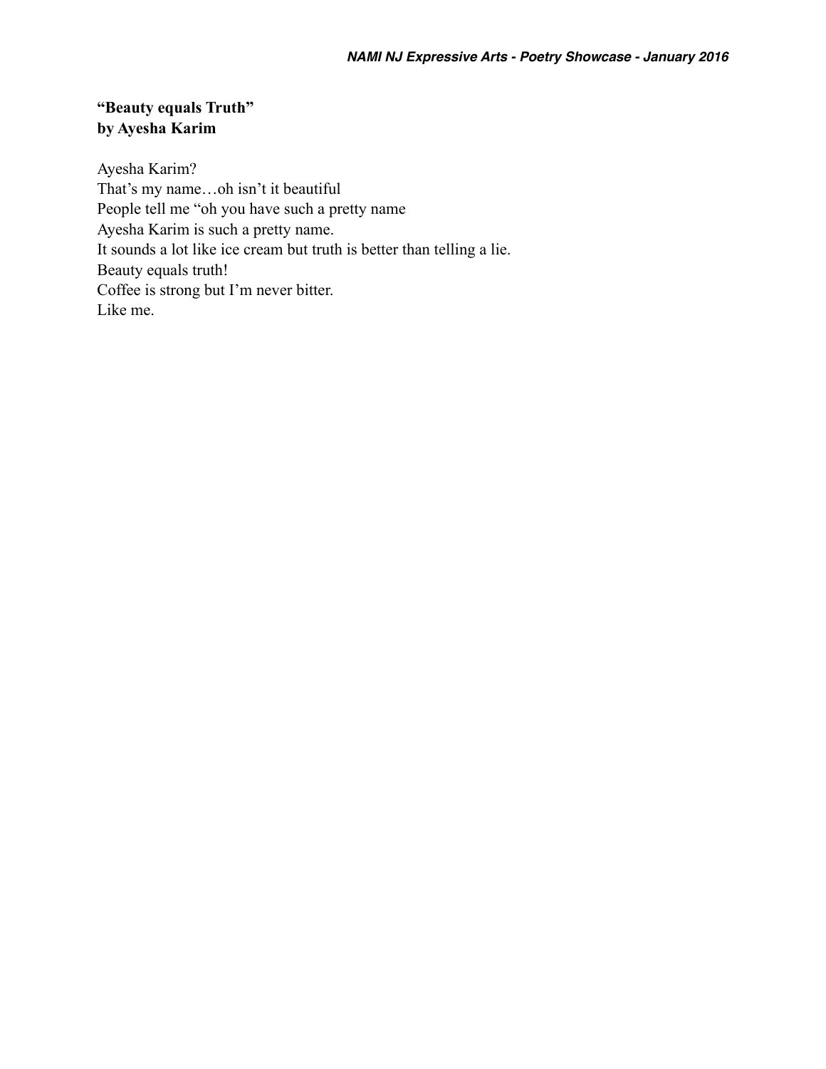**"Beauty equals Truth"**
**by Ayesha Karim**

Ayesha Karim?
That's my name…oh isn't it beautiful
People tell me "oh you have such a pretty name
Ayesha Karim is such a pretty name.
It sounds a lot like ice cream but truth is better than telling a lie.
Beauty equals truth!
Coffee is strong but I'm never bitter.
Like me.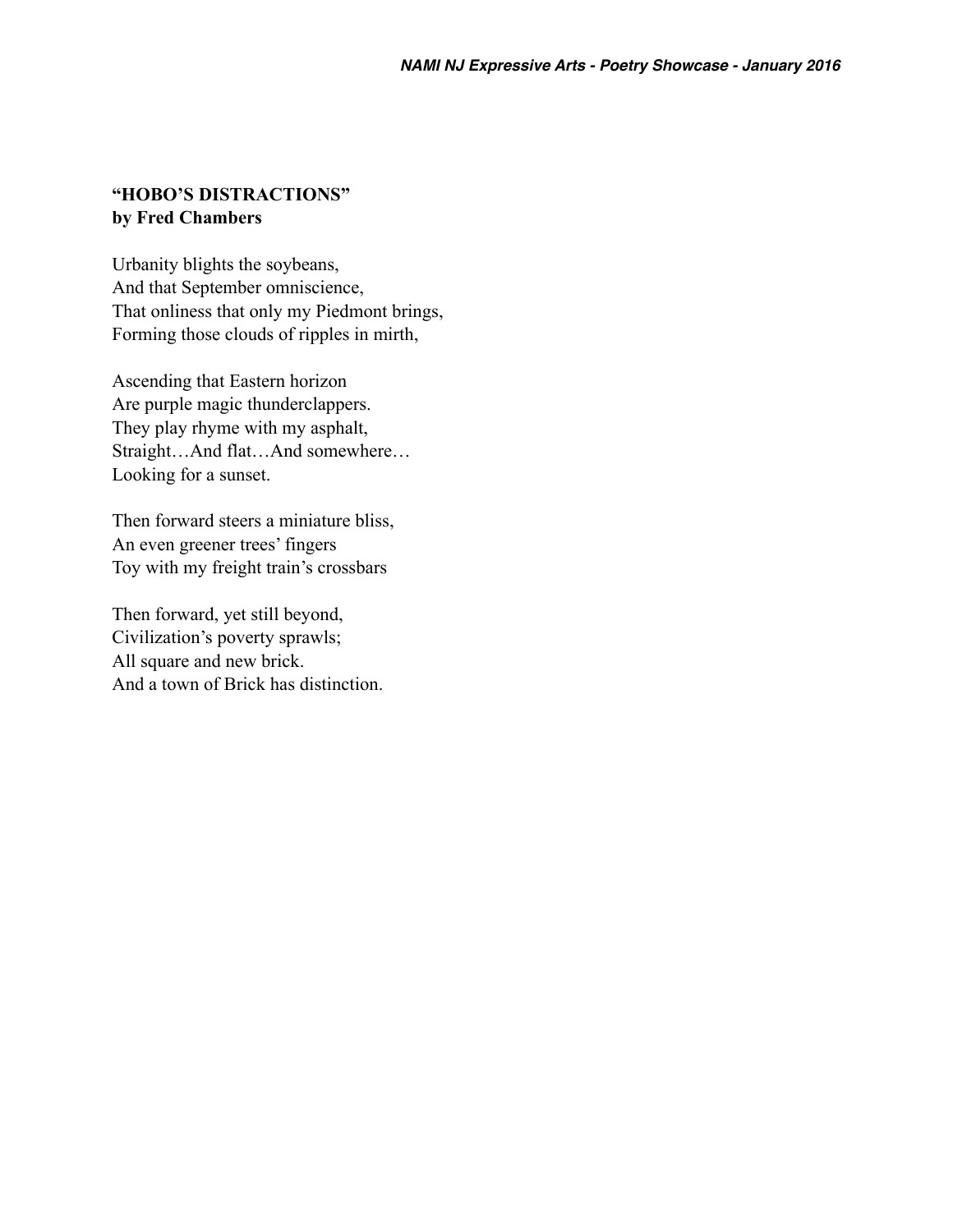## "HOBO'S DISTRACTIONS"
**by Fred Chambers**

Urbanity blights the soybeans,
And that September omniscience,
That onliness that only my Piedmont brings,
Forming those clouds of ripples in mirth,

Ascending that Eastern horizon
Are purple magic thunderclappers.
They play rhyme with my asphalt,
Straight…And flat…And somewhere…
Looking for a sunset.

Then forward steers a miniature bliss,
An even greener trees' fingers
Toy with my freight train's crossbars

Then forward, yet still beyond,
Civilization's poverty sprawls;
All square and new brick.
And a town of Brick has distinction.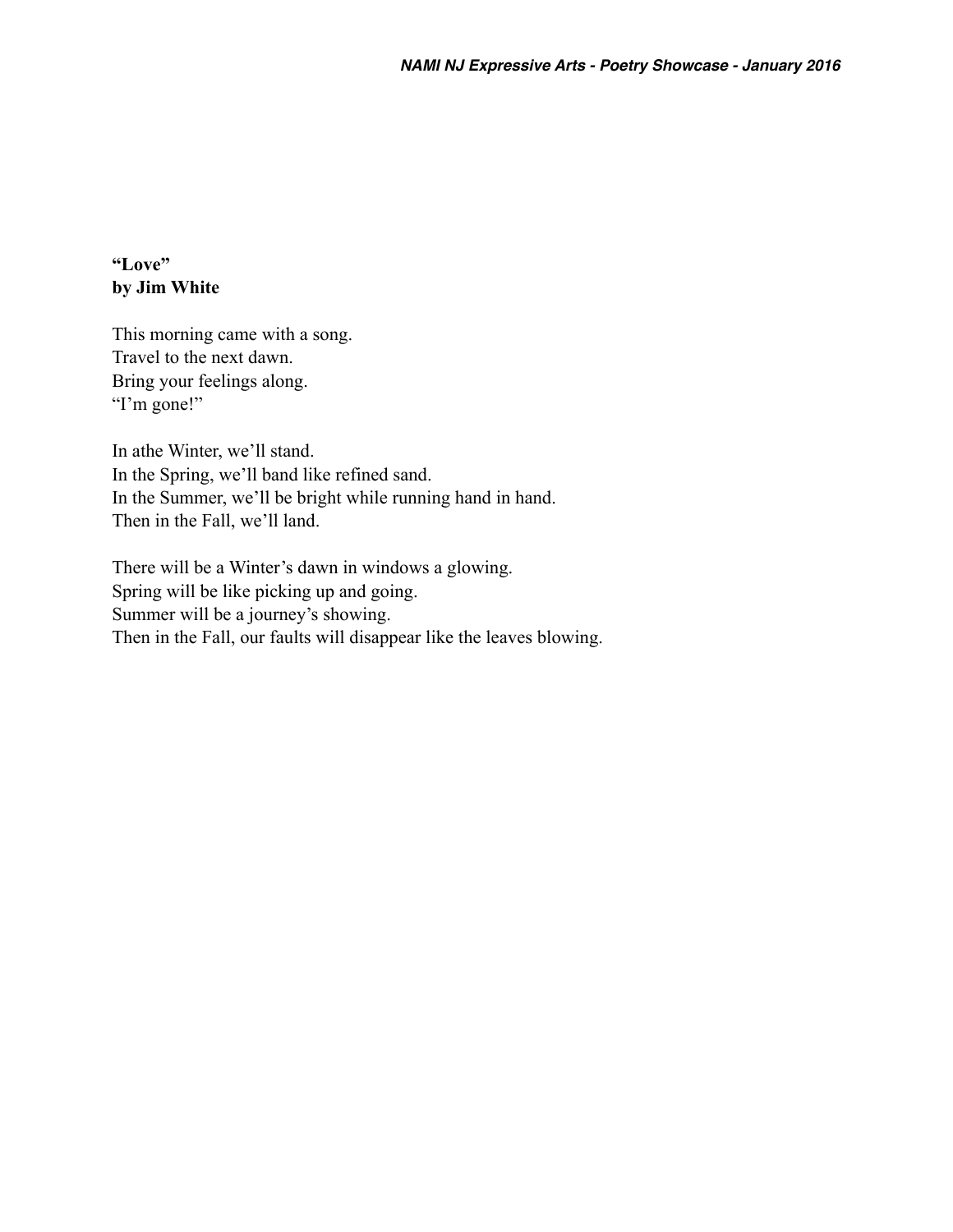**“Love”**
**by Jim White**

This morning came with a song.
Travel to the next dawn.
Bring your feelings along.
“I’m gone!”

In athe Winter, we’ll stand.
In the Spring, we’ll band like refined sand.
In the Summer, we’ll be bright while running hand in hand.
Then in the Fall, we’ll land.

There will be a Winter’s dawn in windows a glowing.
Spring will be like picking up and going.
Summer will be a journey’s showing.
Then in the Fall, our faults will disappear like the leaves blowing.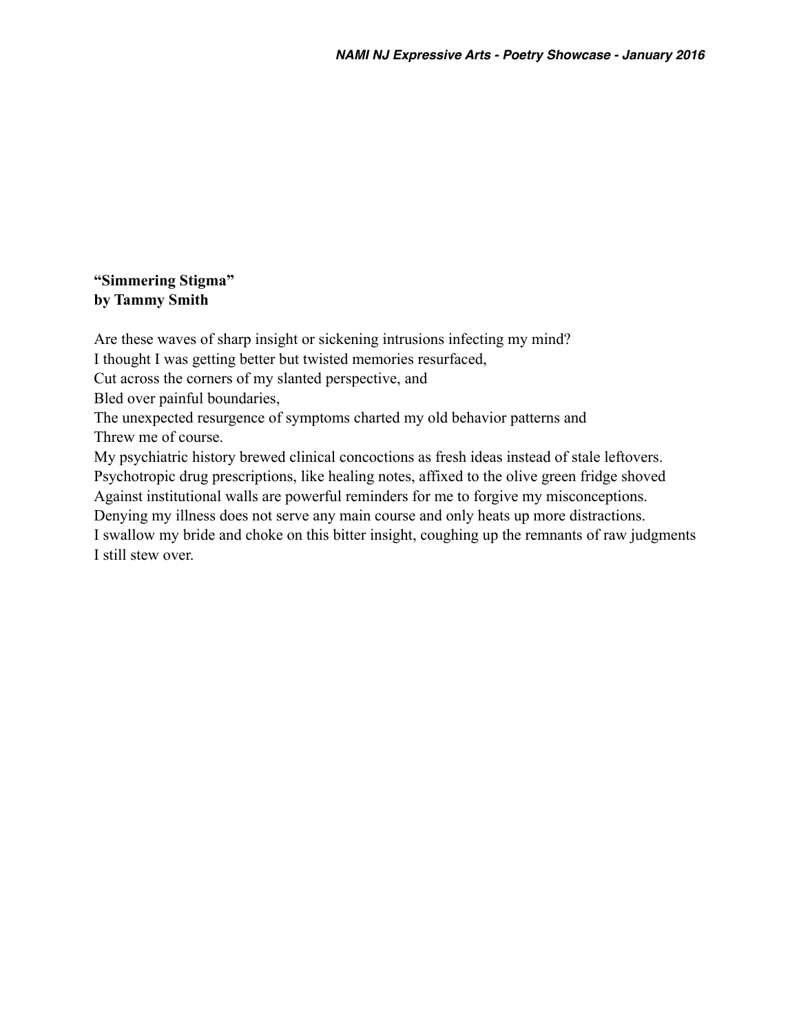**“Simmering Stigma”**
**by Tammy Smith**

Are these waves of sharp insight or sickening intrusions infecting my mind?
I thought I was getting better but twisted memories resurfaced,
Cut across the corners of my slanted perspective, and
Bled over painful boundaries,
The unexpected resurgence of symptoms charted my old behavior patterns and
Threw me of course.
My psychiatric history brewed clinical concoctions as fresh ideas instead of stale leftovers.
Psychotropic drug prescriptions, like healing notes, affixed to the olive green fridge shoved
Against institutional walls are powerful reminders for me to forgive my misconceptions.
Denying my illness does not serve any main course and only heats up more distractions.
I swallow my bride and choke on this bitter insight, coughing up the remnants of raw judgments
I still stew over.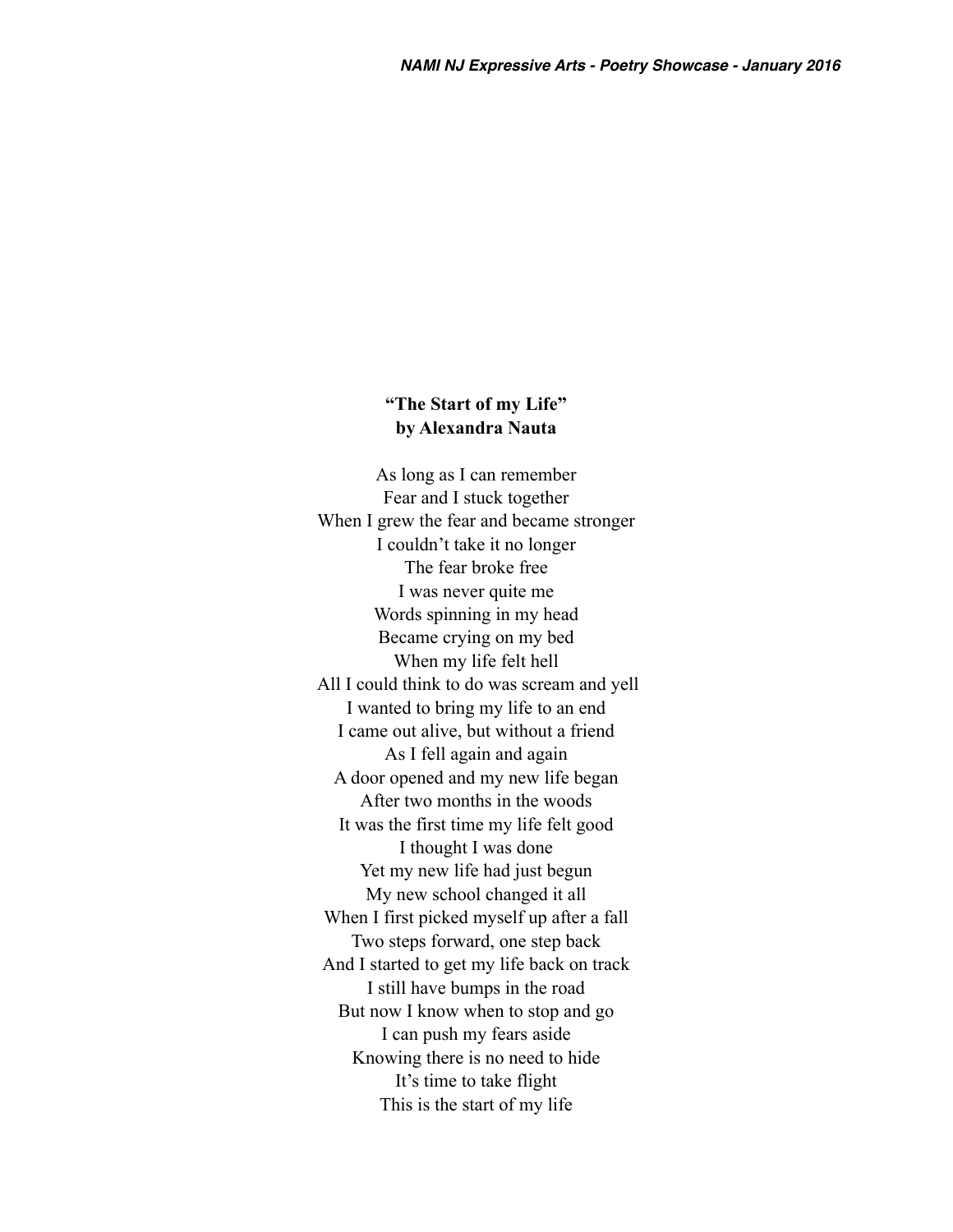**"The Start of my Life"**
**by Alexandra Nauta**

As long as I can remember
Fear and I stuck together
When I grew the fear and became stronger
I couldn't take it no longer
The fear broke free
I was never quite me
Words spinning in my head
Became crying on my bed
When my life felt hell
All I could think to do was scream and yell
I wanted to bring my life to an end
I came out alive, but without a friend
As I fell again and again
A door opened and my new life began
After two months in the woods
It was the first time my life felt good
I thought I was done
Yet my new life had just begun
My new school changed it all
When I first picked myself up after a fall
Two steps forward, one step back
And I started to get my life back on track
I still have bumps in the road
But now I know when to stop and go
I can push my fears aside
Knowing there is no need to hide
It's time to take flight
This is the start of my life